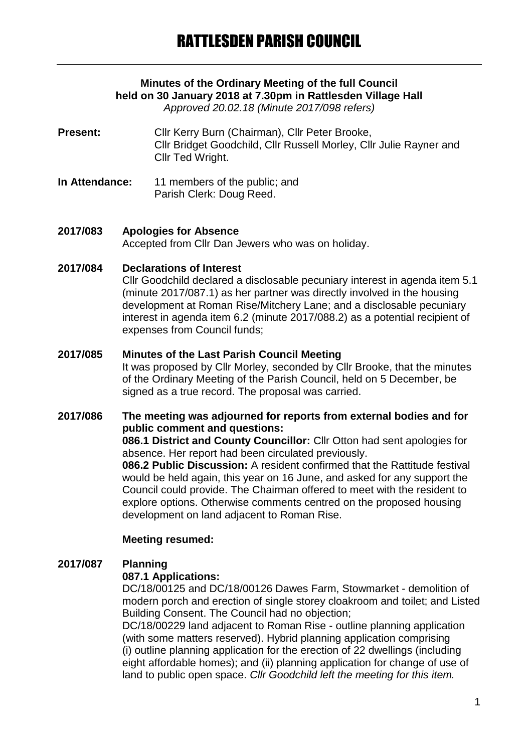# RATTLESDEN PARISH COUNCIL

**Minutes of the Ordinary Meeting of the full Council held on 30 January 2018 at 7.30pm in Rattlesden Village Hall**

*Approved 20.02.18 (Minute 2017/098 refers)*

**Present:** Cllr Kerry Burn (Chairman), Cllr Peter Brooke, Cllr Bridget Goodchild, Cllr Russell Morley, Cllr Julie Rayner and Cllr Ted Wright.

**In Attendance:** 11 members of the public; and Parish Clerk: Doug Reed.

**2017/083 Apologies for Absence**

Accepted from Cllr Dan Jewers who was on holiday.

**2017/084 Declarations of Interest**

Cllr Goodchild declared a disclosable pecuniary interest in agenda item 5.1 (minute 2017/087.1) as her partner was directly involved in the housing development at Roman Rise/Mitchery Lane; and a disclosable pecuniary interest in agenda item 6.2 (minute 2017/088.2) as a potential recipient of expenses from Council funds;

**2017/085 Minutes of the Last Parish Council Meeting**

It was proposed by Cllr Morley, seconded by Cllr Brooke, that the minutes of the Ordinary Meeting of the Parish Council, held on 5 December, be signed as a true record. The proposal was carried.

**2017/086 The meeting was adjourned for reports from external bodies and for public comment and questions:**

**086.1 District and County Councillor:** Cllr Otton had sent apologies for absence. Her report had been circulated previously.

**086.2 Public Discussion:** A resident confirmed that the Rattitude festival would be held again, this year on 16 June, and asked for any support the Council could provide. The Chairman offered to meet with the resident to explore options. Otherwise comments centred on the proposed housing development on land adjacent to Roman Rise.

**Meeting resumed:**

**2017/087 Planning**

**087.1 Applications:**

DC/18/00125 and DC/18/00126 Dawes Farm, Stowmarket - demolition of modern porch and erection of single storey cloakroom and toilet; and Listed Building Consent. The Council had no objection;

DC/18/00229 land adjacent to Roman Rise - outline planning application (with some matters reserved). Hybrid planning application comprising (i) outline planning application for the erection of 22 dwellings (including eight affordable homes); and (ii) planning application for change of use of land to public open space. *Cllr Goodchild left the meeting for this item.*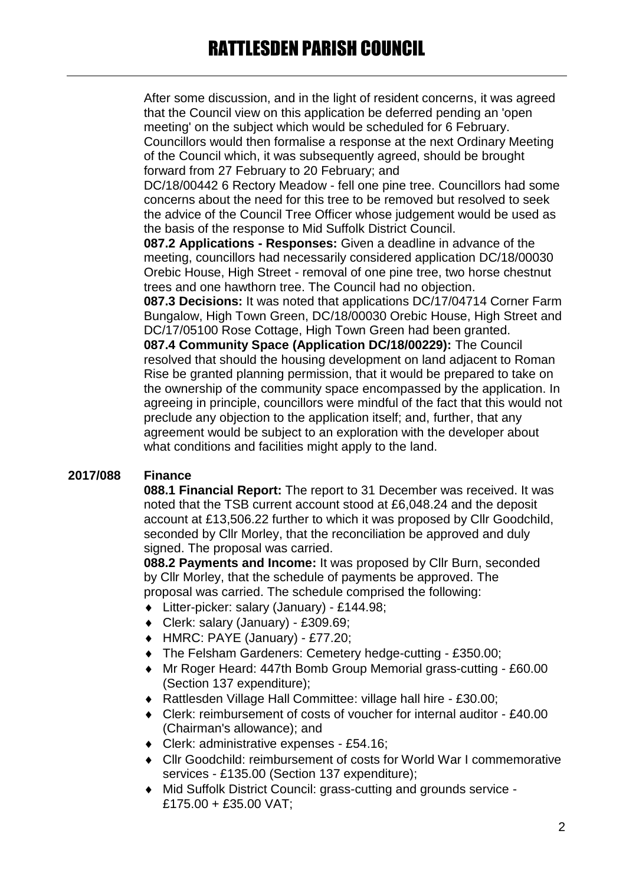After some discussion, and in the light of resident concerns, it was agreed that the Council view on this application be deferred pending an 'open meeting' on the subject which would be scheduled for 6 February. Councillors would then formalise a response at the next Ordinary Meeting of the Council which, it was subsequently agreed, should be brought forward from 27 February to 20 February; and

DC/18/00442 6 Rectory Meadow - fell one pine tree. Councillors had some concerns about the need for this tree to be removed but resolved to seek the advice of the Council Tree Officer whose judgement would be used as the basis of the response to Mid Suffolk District Council.

**087.2 Applications - Responses:** Given a deadline in advance of the meeting, councillors had necessarily considered application DC/18/00030 Orebic House, High Street - removal of one pine tree, two horse chestnut trees and one hawthorn tree. The Council had no objection.

**087.3 Decisions:** It was noted that applications DC/17/04714 Corner Farm Bungalow, High Town Green, DC/18/00030 Orebic House, High Street and DC/17/05100 Rose Cottage, High Town Green had been granted.

**087.4 Community Space (Application DC/18/00229):** The Council resolved that should the housing development on land adjacent to Roman Rise be granted planning permission, that it would be prepared to take on the ownership of the community space encompassed by the application. In agreeing in principle, councillors were mindful of the fact that this would not preclude any objection to the application itself; and, further, that any agreement would be subject to an exploration with the developer about what conditions and facilities might apply to the land.

**2017/088 Finance**

**088.1 Financial Report:** The report to 31 December was received. It was noted that the TSB current account stood at £6,048.24 and the deposit account at £13,506.22 further to which it was proposed by Cllr Goodchild, seconded by Cllr Morley, that the reconciliation be approved and duly signed. The proposal was carried.

**088.2 Payments and Income:** It was proposed by Cllr Burn, seconded by Cllr Morley, that the schedule of payments be approved. The proposal was carried. The schedule comprised the following:

- Litter-picker: salary (January) - £144.98;
- Clerk: salary (January) - £309.69;
- HMRC: PAYE (January) - £77.20;
- The Felsham Gardeners: Cemetery hedge-cutting - £350.00;
- Mr Roger Heard: 447th Bomb Group Memorial grass-cutting - £60.00 (Section 137 expenditure);
- Rattlesden Village Hall Committee: village hall hire - £30.00;
- Clerk: reimbursement of costs of voucher for internal auditor - £40.00 (Chairman's allowance); and
- Clerk: administrative expenses - £54.16;
- Cllr Goodchild: reimbursement of costs for World War I commemorative services - £135.00 (Section 137 expenditure);
- Mid Suffolk District Council: grass-cutting and grounds service - £175.00 + £35.00 VAT;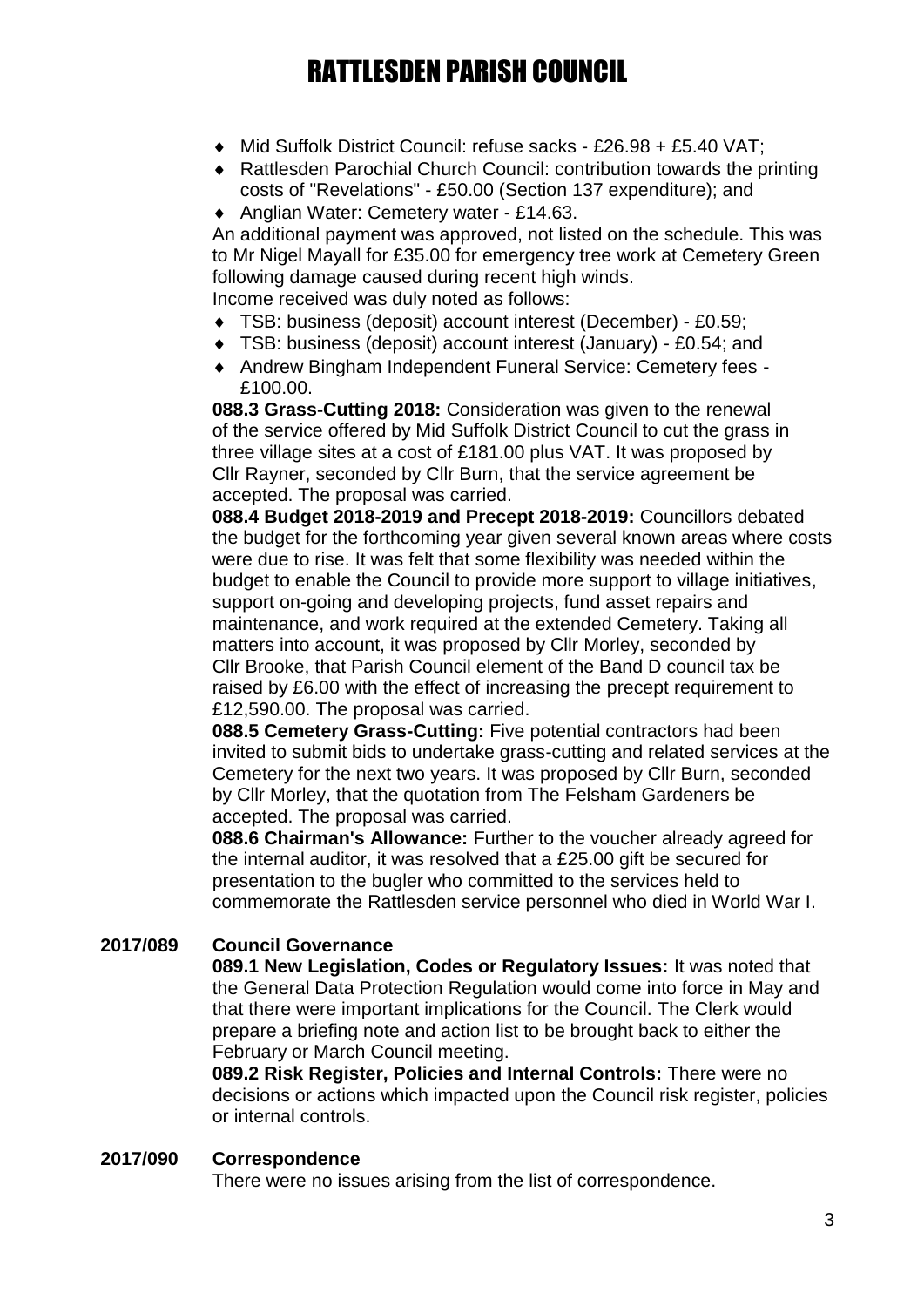- Mid Suffolk District Council: refuse sacks - £26.98 + £5.40 VAT;
- Rattlesden Parochial Church Council: contribution towards the printing costs of "Revelations" - £50.00 (Section 137 expenditure); and
- Anglian Water: Cemetery water - £14.63.

An additional payment was approved, not listed on the schedule. This was to Mr Nigel Mayall for £35.00 for emergency tree work at Cemetery Green following damage caused during recent high winds.

Income received was duly noted as follows:

- TSB: business (deposit) account interest (December) - £0.59;
- TSB: business (deposit) account interest (January) - £0.54; and
- Andrew Bingham Independent Funeral Service: Cemetery fees - £100.00.

**088.3 Grass-Cutting 2018:** Consideration was given to the renewal of the service offered by Mid Suffolk District Council to cut the grass in three village sites at a cost of £181.00 plus VAT. It was proposed by Cllr Rayner, seconded by Cllr Burn, that the service agreement be accepted. The proposal was carried.

**088.4 Budget 2018-2019 and Precept 2018-2019:** Councillors debated the budget for the forthcoming year given several known areas where costs were due to rise. It was felt that some flexibility was needed within the budget to enable the Council to provide more support to village initiatives, support on-going and developing projects, fund asset repairs and maintenance, and work required at the extended Cemetery. Taking all matters into account, it was proposed by Cllr Morley, seconded by Cllr Brooke, that Parish Council element of the Band D council tax be raised by £6.00 with the effect of increasing the precept requirement to £12,590.00. The proposal was carried.

**088.5 Cemetery Grass-Cutting:** Five potential contractors had been invited to submit bids to undertake grass-cutting and related services at the Cemetery for the next two years. It was proposed by Cllr Burn, seconded by Cllr Morley, that the quotation from The Felsham Gardeners be accepted. The proposal was carried.

**088.6 Chairman's Allowance:** Further to the voucher already agreed for the internal auditor, it was resolved that a £25.00 gift be secured for presentation to the bugler who committed to the services held to commemorate the Rattlesden service personnel who died in World War I.

**2017/089 Council Governance**

**089.1 New Legislation, Codes or Regulatory Issues:** It was noted that the General Data Protection Regulation would come into force in May and that there were important implications for the Council. The Clerk would prepare a briefing note and action list to be brought back to either the February or March Council meeting.

**089.2 Risk Register, Policies and Internal Controls:** There were no decisions or actions which impacted upon the Council risk register, policies or internal controls.

**2017/090 Correspondence**

There were no issues arising from the list of correspondence.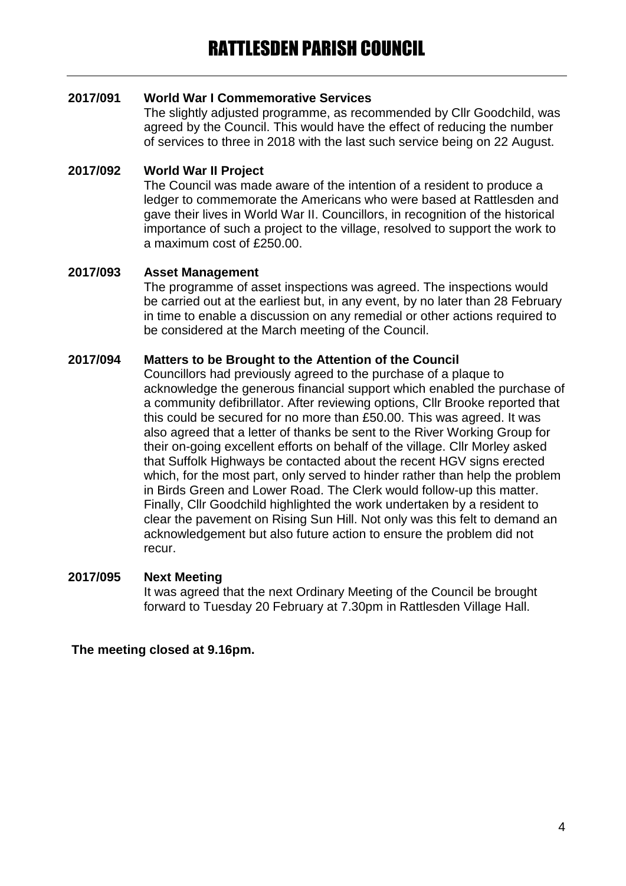**2017/091 World War I Commemorative Services**

The slightly adjusted programme, as recommended by Cllr Goodchild, was agreed by the Council. This would have the effect of reducing the number of services to three in 2018 with the last such service being on 22 August.

**2017/092 World War II Project**

The Council was made aware of the intention of a resident to produce a ledger to commemorate the Americans who were based at Rattlesden and gave their lives in World War II. Councillors, in recognition of the historical importance of such a project to the village, resolved to support the work to a maximum cost of £250.00.

**2017/093 Asset Management**

The programme of asset inspections was agreed. The inspections would be carried out at the earliest but, in any event, by no later than 28 February in time to enable a discussion on any remedial or other actions required to be considered at the March meeting of the Council.

**2017/094 Matters to be Brought to the Attention of the Council**

Councillors had previously agreed to the purchase of a plaque to acknowledge the generous financial support which enabled the purchase of a community defibrillator. After reviewing options, Cllr Brooke reported that this could be secured for no more than £50.00. This was agreed. It was also agreed that a letter of thanks be sent to the River Working Group for their on-going excellent efforts on behalf of the village. Cllr Morley asked that Suffolk Highways be contacted about the recent HGV signs erected which, for the most part, only served to hinder rather than help the problem in Birds Green and Lower Road. The Clerk would follow-up this matter. Finally, Cllr Goodchild highlighted the work undertaken by a resident to clear the pavement on Rising Sun Hill. Not only was this felt to demand an acknowledgement but also future action to ensure the problem did not recur.

**2017/095 Next Meeting**

It was agreed that the next Ordinary Meeting of the Council be brought forward to Tuesday 20 February at 7.30pm in Rattlesden Village Hall.

**The meeting closed at 9.16pm.**